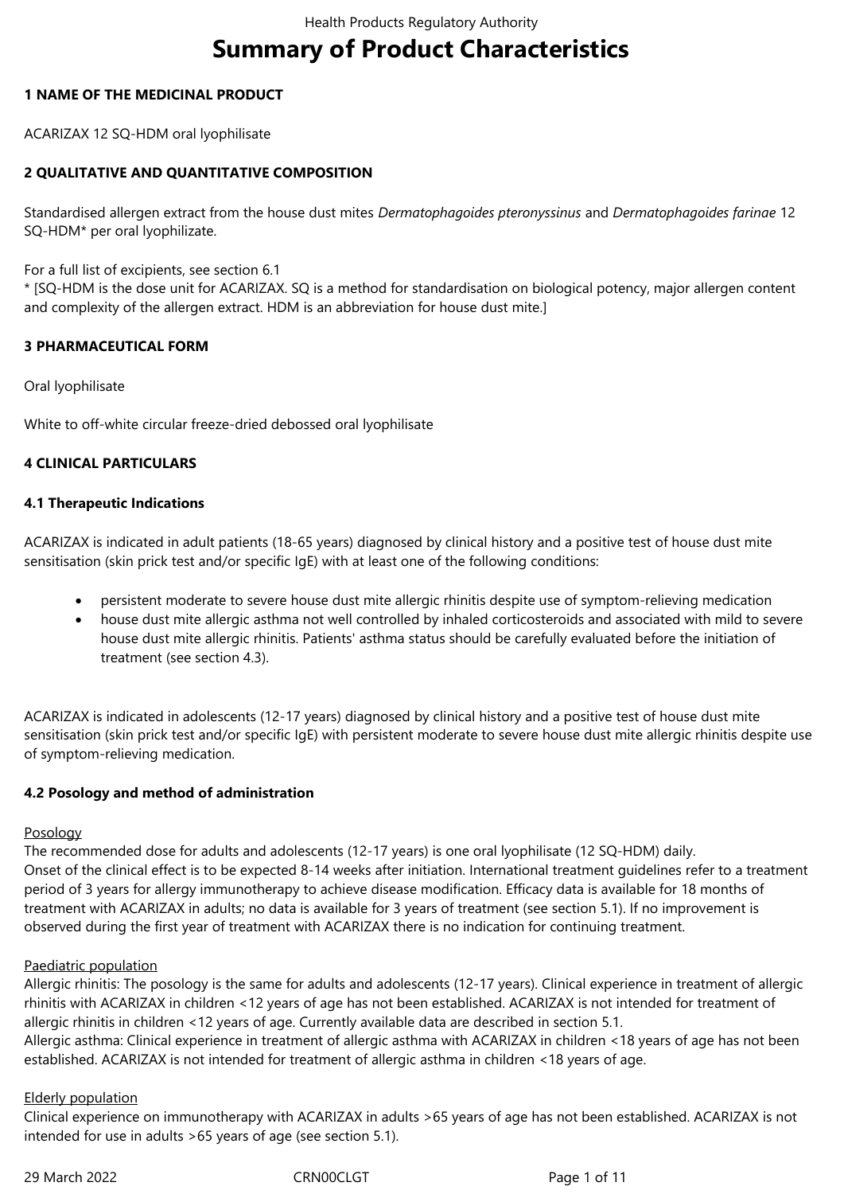# Summary of Product Characteristics

## 1 NAME OF THE MEDICINAL PRODUCT

ACARIZAX 12 SQ-HDM oral lyophilisate

## 2 QUALITATIVE AND QUANTITATIVE COMPOSITION

Standardised allergen extract from the house dust mites *Dermatophagoides pteronyssinus* and *Dermatophagoides farinae* 12 SQ-HDM* per oral lyophilizate.

For a full list of excipients, see section 6.1
* [SQ-HDM is the dose unit for ACARIZAX. SQ is a method for standardisation on biological potency, major allergen content and complexity of the allergen extract. HDM is an abbreviation for house dust mite.]

## 3 PHARMACEUTICAL FORM

Oral lyophilisate

White to off-white circular freeze-dried debossed oral lyophilisate

## 4 CLINICAL PARTICULARS

### 4.1 Therapeutic Indications

ACARIZAX is indicated in adult patients (18-65 years) diagnosed by clinical history and a positive test of house dust mite sensitisation (skin prick test and/or specific IgE) with at least one of the following conditions:

- persistent moderate to severe house dust mite allergic rhinitis despite use of symptom-relieving medication
- house dust mite allergic asthma not well controlled by inhaled corticosteroids and associated with mild to severe house dust mite allergic rhinitis. Patients' asthma status should be carefully evaluated before the initiation of treatment (see section 4.3).

ACARIZAX is indicated in adolescents (12-17 years) diagnosed by clinical history and a positive test of house dust mite sensitisation (skin prick test and/or specific IgE) with persistent moderate to severe house dust mite allergic rhinitis despite use of symptom-relieving medication.

### 4.2 Posology and method of administration

Posology
The recommended dose for adults and adolescents (12-17 years) is one oral lyophilisate (12 SQ-HDM) daily.
Onset of the clinical effect is to be expected 8-14 weeks after initiation. International treatment guidelines refer to a treatment period of 3 years for allergy immunotherapy to achieve disease modification. Efficacy data is available for 18 months of treatment with ACARIZAX in adults; no data is available for 3 years of treatment (see section 5.1). If no improvement is observed during the first year of treatment with ACARIZAX there is no indication for continuing treatment.

Paediatric population
Allergic rhinitis: The posology is the same for adults and adolescents (12-17 years). Clinical experience in treatment of allergic rhinitis with ACARIZAX in children <12 years of age has not been established. ACARIZAX is not intended for treatment of allergic rhinitis in children <12 years of age. Currently available data are described in section 5.1.
Allergic asthma: Clinical experience in treatment of allergic asthma with ACARIZAX in children <18 years of age has not been established. ACARIZAX is not intended for treatment of allergic asthma in children <18 years of age.

Elderly population
Clinical experience on immunotherapy with ACARIZAX in adults >65 years of age has not been established. ACARIZAX is not intended for use in adults >65 years of age (see section 5.1).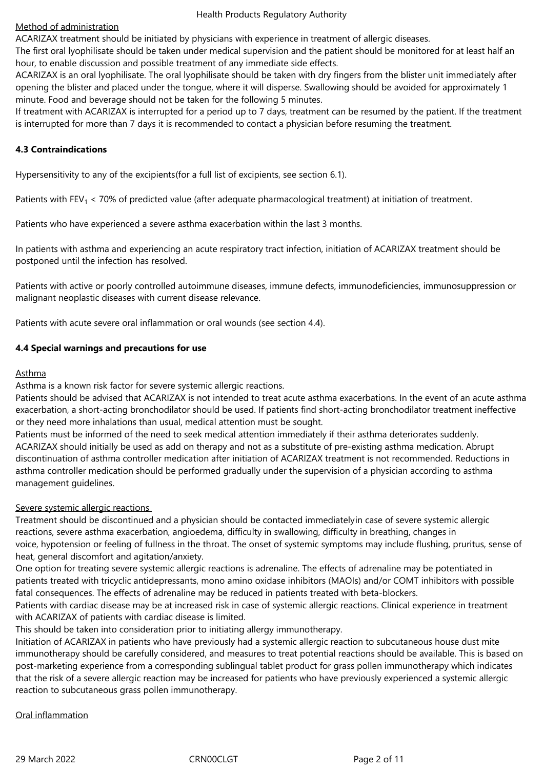Method of administration

ACARIZAX treatment should be initiated by physicians with experience in treatment of allergic diseases.

The first oral lyophilisate should be taken under medical supervision and the patient should be monitored for at least half an hour, to enable discussion and possible treatment of any immediate side effects.

ACARIZAX is an oral lyophilisate. The oral lyophilisate should be taken with dry fingers from the blister unit immediately after opening the blister and placed under the tongue, where it will disperse. Swallowing should be avoided for approximately 1 minute. Food and beverage should not be taken for the following 5 minutes.

If treatment with ACARIZAX is interrupted for a period up to 7 days, treatment can be resumed by the patient. If the treatment is interrupted for more than 7 days it is recommended to contact a physician before resuming the treatment.

**4.3 Contraindications**

Hypersensitivity to any of the excipients(for a full list of excipients, see section 6.1).

Patients with $FEV_1$ < 70% of predicted value (after adequate pharmacological treatment) at initiation of treatment.

Patients who have experienced a severe asthma exacerbation within the last 3 months.

In patients with asthma and experiencing an acute respiratory tract infection, initiation of ACARIZAX treatment should be postponed until the infection has resolved.

Patients with active or poorly controlled autoimmune diseases, immune defects, immunodeficiencies, immunosuppression or malignant neoplastic diseases with current disease relevance.

Patients with acute severe oral inflammation or oral wounds (see section 4.4).

**4.4 Special warnings and precautions for use**

Asthma

Asthma is a known risk factor for severe systemic allergic reactions.

Patients should be advised that ACARIZAX is not intended to treat acute asthma exacerbations. In the event of an acute asthma exacerbation, a short-acting bronchodilator should be used. If patients find short-acting bronchodilator treatment ineffective or they need more inhalations than usual, medical attention must be sought.

Patients must be informed of the need to seek medical attention immediately if their asthma deteriorates suddenly.

ACARIZAX should initially be used as add on therapy and not as a substitute of pre-existing asthma medication. Abrupt discontinuation of asthma controller medication after initiation of ACARIZAX treatment is not recommended. Reductions in asthma controller medication should be performed gradually under the supervision of a physician according to asthma management guidelines.

Severe systemic allergic reactions

Treatment should be discontinued and a physician should be contacted immediatelyin case of severe systemic allergic reactions, severe asthma exacerbation, angioedema, difficulty in swallowing, difficulty in breathing, changes in voice, hypotension or feeling of fullness in the throat. The onset of systemic symptoms may include flushing, pruritus, sense of heat, general discomfort and agitation/anxiety.

One option for treating severe systemic allergic reactions is adrenaline. The effects of adrenaline may be potentiated in patients treated with tricyclic antidepressants, mono amino oxidase inhibitors (MAOIs) and/or COMT inhibitors with possible fatal consequences. The effects of adrenaline may be reduced in patients treated with beta-blockers.

Patients with cardiac disease may be at increased risk in case of systemic allergic reactions. Clinical experience in treatment with ACARIZAX of patients with cardiac disease is limited.

This should be taken into consideration prior to initiating allergy immunotherapy.

Initiation of ACARIZAX in patients who have previously had a systemic allergic reaction to subcutaneous house dust mite immunotherapy should be carefully considered, and measures to treat potential reactions should be available. This is based on post-marketing experience from a corresponding sublingual tablet product for grass pollen immunotherapy which indicates that the risk of a severe allergic reaction may be increased for patients who have previously experienced a systemic allergic reaction to subcutaneous grass pollen immunotherapy.

Oral inflammation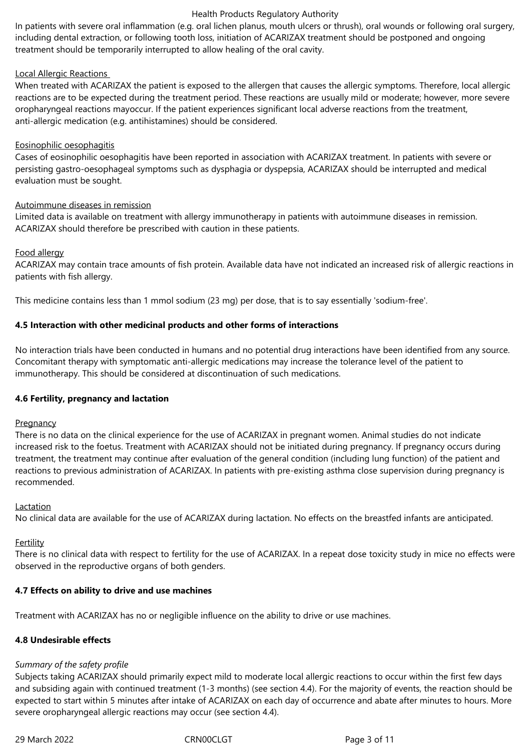In patients with severe oral inflammation (e.g. oral lichen planus, mouth ulcers or thrush), oral wounds or following oral surgery, including dental extraction, or following tooth loss, initiation of ACARIZAX treatment should be postponed and ongoing treatment should be temporarily interrupted to allow healing of the oral cavity.

Local Allergic Reactions

When treated with ACARIZAX the patient is exposed to the allergen that causes the allergic symptoms. Therefore, local allergic reactions are to be expected during the treatment period. These reactions are usually mild or moderate; however, more severe oropharyngeal reactions mayoccur. If the patient experiences significant local adverse reactions from the treatment, anti-allergic medication (e.g. antihistamines) should be considered.

Eosinophilic oesophagitis

Cases of eosinophilic oesophagitis have been reported in association with ACARIZAX treatment. In patients with severe or persisting gastro-oesophageal symptoms such as dysphagia or dyspepsia, ACARIZAX should be interrupted and medical evaluation must be sought.

Autoimmune diseases in remission

Limited data is available on treatment with allergy immunotherapy in patients with autoimmune diseases in remission. ACARIZAX should therefore be prescribed with caution in these patients.

Food allergy

ACARIZAX may contain trace amounts of fish protein. Available data have not indicated an increased risk of allergic reactions in patients with fish allergy.

This medicine contains less than 1 mmol sodium (23 mg) per dose, that is to say essentially 'sodium-free'.

**4.5 Interaction with other medicinal products and other forms of interactions**

No interaction trials have been conducted in humans and no potential drug interactions have been identified from any source. Concomitant therapy with symptomatic anti-allergic medications may increase the tolerance level of the patient to immunotherapy. This should be considered at discontinuation of such medications.

**4.6 Fertility, pregnancy and lactation**

Pregnancy

There is no data on the clinical experience for the use of ACARIZAX in pregnant women. Animal studies do not indicate increased risk to the foetus. Treatment with ACARIZAX should not be initiated during pregnancy. If pregnancy occurs during treatment, the treatment may continue after evaluation of the general condition (including lung function) of the patient and reactions to previous administration of ACARIZAX. In patients with pre-existing asthma close supervision during pregnancy is recommended.

Lactation

No clinical data are available for the use of ACARIZAX during lactation. No effects on the breastfed infants are anticipated.

Fertility

There is no clinical data with respect to fertility for the use of ACARIZAX. In a repeat dose toxicity study in mice no effects were observed in the reproductive organs of both genders.

**4.7 Effects on ability to drive and use machines**

Treatment with ACARIZAX has no or negligible influence on the ability to drive or use machines.

**4.8 Undesirable effects**

*Summary of the safety profile*

Subjects taking ACARIZAX should primarily expect mild to moderate local allergic reactions to occur within the first few days and subsiding again with continued treatment (1-3 months) (see section 4.4). For the majority of events, the reaction should be expected to start within 5 minutes after intake of ACARIZAX on each day of occurrence and abate after minutes to hours. More severe oropharyngeal allergic reactions may occur (see section 4.4).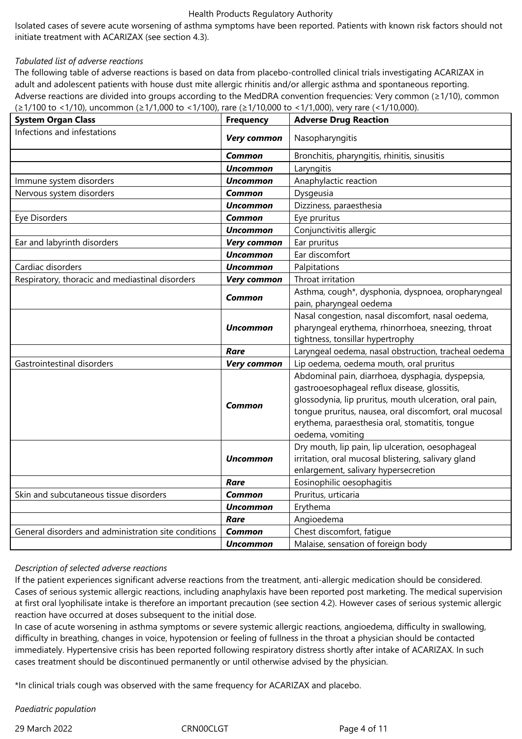Isolated cases of severe acute worsening of asthma symptoms have been reported. Patients with known risk factors should not initiate treatment with ACARIZAX (see section 4.3).

*Tabulated list of adverse reactions*

The following table of adverse reactions is based on data from placebo-controlled clinical trials investigating ACARIZAX in adult and adolescent patients with house dust mite allergic rhinitis and/or allergic asthma and spontaneous reporting. Adverse reactions are divided into groups according to the MedDRA convention frequencies: Very common (≥1/10), common (≥1/100 to <1/10), uncommon (≥1/1,000 to <1/100), rare (≥1/10,000 to <1/1,000), very rare (<1/10,000).

| System Organ Class | Frequency | Adverse Drug Reaction |
|---|---|---|
| Infections and infestations | ***Very common*** | Nasopharyngitis |
| | ***Common*** | Bronchitis, pharyngitis, rhinitis, sinusitis |
| | ***Uncommon*** | Laryngitis |
| Immune system disorders | ***Uncommon*** | Anaphylactic reaction |
| Nervous system disorders | ***Common*** | Dysgeusia |
| | ***Uncommon*** | Dizziness, paraesthesia |
| Eye Disorders | ***Common*** | Eye pruritus |
| | ***Uncommon*** | Conjunctivitis allergic |
| Ear and labyrinth disorders | ***Very common*** | Ear pruritus |
| | ***Uncommon*** | Ear discomfort |
| Cardiac disorders | ***Uncommon*** | Palpitations |
| Respiratory, thoracic and mediastinal disorders | ***Very common*** | Throat irritation |
| | ***Common*** | Asthma, cough*, dysphonia, dyspnoea, oropharyngeal pain, pharyngeal oedema |
| | ***Uncommon*** | Nasal congestion, nasal discomfort, nasal oedema, pharyngeal erythema, rhinorrhoea, sneezing, throat tightness, tonsillar hypertrophy |
| | ***Rare*** | Laryngeal oedema, nasal obstruction, tracheal oedema |
| Gastrointestinal disorders | ***Very common*** | Lip oedema, oedema mouth, oral pruritus |
| | ***Common*** | Abdominal pain, diarrhoea, dysphagia, dyspepsia, gastrooesophageal reflux disease, glossitis, glossodynia, lip pruritus, mouth ulceration, oral pain, tongue pruritus, nausea, oral discomfort, oral mucosal erythema, paraesthesia oral, stomatitis, tongue oedema, vomiting |
| | ***Uncommon*** | Dry mouth, lip pain, lip ulceration, oesophageal irritation, oral mucosal blistering, salivary gland enlargement, salivary hypersecretion |
| | ***Rare*** | Eosinophilic oesophagitis |
| Skin and subcutaneous tissue disorders | ***Common*** | Pruritus, urticaria |
| | ***Uncommon*** | Erythema |
| | ***Rare*** | Angioedema |
| General disorders and administration site conditions | ***Common*** | Chest discomfort, fatigue |
| | ***Uncommon*** | Malaise, sensation of foreign body |

*Description of selected adverse reactions*

If the patient experiences significant adverse reactions from the treatment, anti-allergic medication should be considered. Cases of serious systemic allergic reactions, including anaphylaxis have been reported post marketing. The medical supervision at first oral lyophilisate intake is therefore an important precaution (see section 4.2). However cases of serious systemic allergic reaction have occurred at doses subsequent to the initial dose.

In case of acute worsening in asthma symptoms or severe systemic allergic reactions, angioedema, difficulty in swallowing, difficulty in breathing, changes in voice, hypotension or feeling of fullness in the throat a physician should be contacted immediately. Hypertensive crisis has been reported following respiratory distress shortly after intake of ACARIZAX. In such cases treatment should be discontinued permanently or until otherwise advised by the physician.

*In clinical trials cough was observed with the same frequency for ACARIZAX and placebo.

*Paediatric population*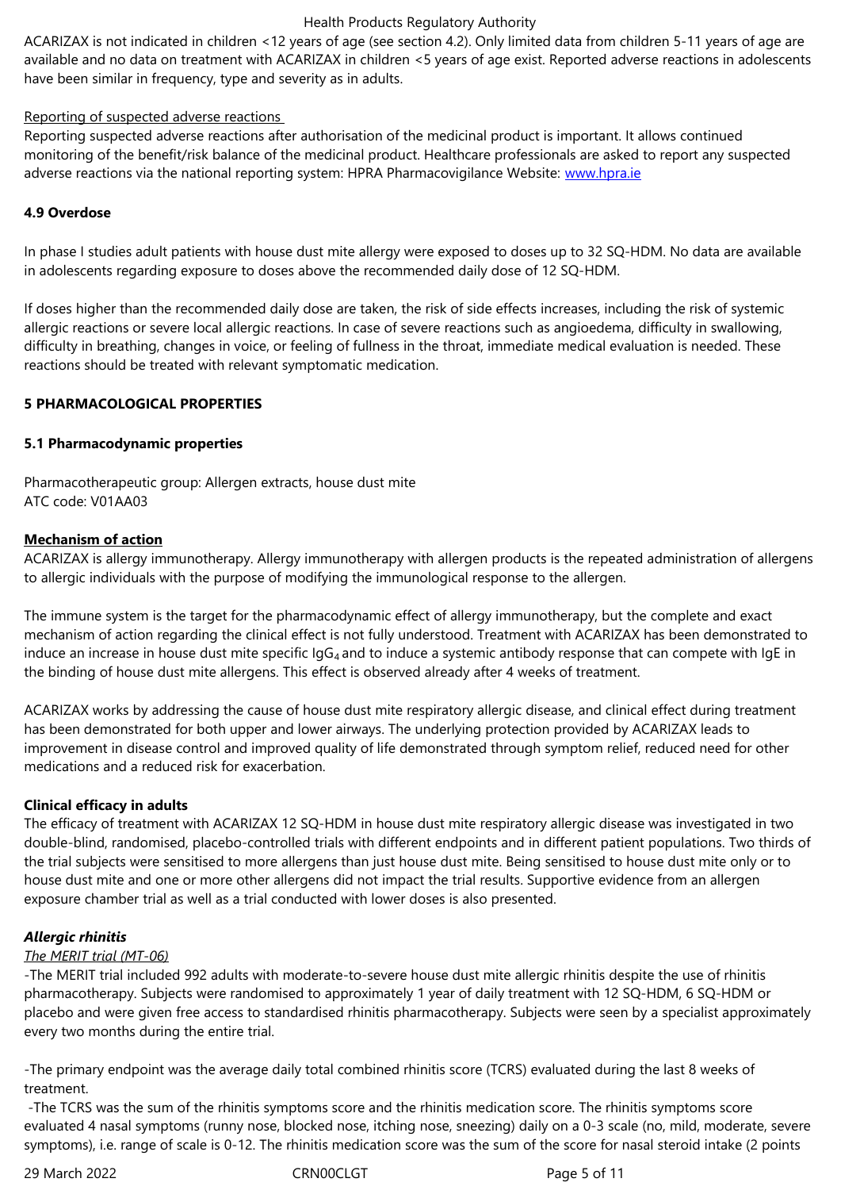ACARIZAX is not indicated in children <12 years of age (see section 4.2). Only limited data from children 5-11 years of age are available and no data on treatment with ACARIZAX in children <5 years of age exist. Reported adverse reactions in adolescents have been similar in frequency, type and severity as in adults.

Reporting of suspected adverse reactions

Reporting suspected adverse reactions after authorisation of the medicinal product is important. It allows continued monitoring of the benefit/risk balance of the medicinal product. Healthcare professionals are asked to report any suspected adverse reactions via the national reporting system: HPRA Pharmacovigilance Website: www.hpra.ie

**4.9 Overdose**

In phase I studies adult patients with house dust mite allergy were exposed to doses up to 32 SQ-HDM. No data are available in adolescents regarding exposure to doses above the recommended daily dose of 12 SQ-HDM.

If doses higher than the recommended daily dose are taken, the risk of side effects increases, including the risk of systemic allergic reactions or severe local allergic reactions. In case of severe reactions such as angioedema, difficulty in swallowing, difficulty in breathing, changes in voice, or feeling of fullness in the throat, immediate medical evaluation is needed. These reactions should be treated with relevant symptomatic medication.

**5 PHARMACOLOGICAL PROPERTIES**

**5.1 Pharmacodynamic properties**

Pharmacotherapeutic group: Allergen extracts, house dust mite
ATC code: V01AA03

**Mechanism of action**

ACARIZAX is allergy immunotherapy. Allergy immunotherapy with allergen products is the repeated administration of allergens to allergic individuals with the purpose of modifying the immunological response to the allergen.

The immune system is the target for the pharmacodynamic effect of allergy immunotherapy, but the complete and exact mechanism of action regarding the clinical effect is not fully understood. Treatment with ACARIZAX has been demonstrated to induce an increase in house dust mite specific $IgG_4$ and to induce a systemic antibody response that can compete with IgE in the binding of house dust mite allergens. This effect is observed already after 4 weeks of treatment.

ACARIZAX works by addressing the cause of house dust mite respiratory allergic disease, and clinical effect during treatment has been demonstrated for both upper and lower airways. The underlying protection provided by ACARIZAX leads to improvement in disease control and improved quality of life demonstrated through symptom relief, reduced need for other medications and a reduced risk for exacerbation.

**Clinical efficacy in adults**

The efficacy of treatment with ACARIZAX 12 SQ-HDM in house dust mite respiratory allergic disease was investigated in two double-blind, randomised, placebo-controlled trials with different endpoints and in different patient populations. Two thirds of the trial subjects were sensitised to more allergens than just house dust mite. Being sensitised to house dust mite only or to house dust mite and one or more other allergens did not impact the trial results. Supportive evidence from an allergen exposure chamber trial as well as a trial conducted with lower doses is also presented.

***Allergic rhinitis***

*The MERIT trial (MT-06)*

-The MERIT trial included 992 adults with moderate-to-severe house dust mite allergic rhinitis despite the use of rhinitis pharmacotherapy. Subjects were randomised to approximately 1 year of daily treatment with 12 SQ-HDM, 6 SQ-HDM or placebo and were given free access to standardised rhinitis pharmacotherapy. Subjects were seen by a specialist approximately every two months during the entire trial.

-The primary endpoint was the average daily total combined rhinitis score (TCRS) evaluated during the last 8 weeks of treatment.

-The TCRS was the sum of the rhinitis symptoms score and the rhinitis medication score. The rhinitis symptoms score evaluated 4 nasal symptoms (runny nose, blocked nose, itching nose, sneezing) daily on a 0-3 scale (no, mild, moderate, severe symptoms), i.e. range of scale is 0-12. The rhinitis medication score was the sum of the score for nasal steroid intake (2 points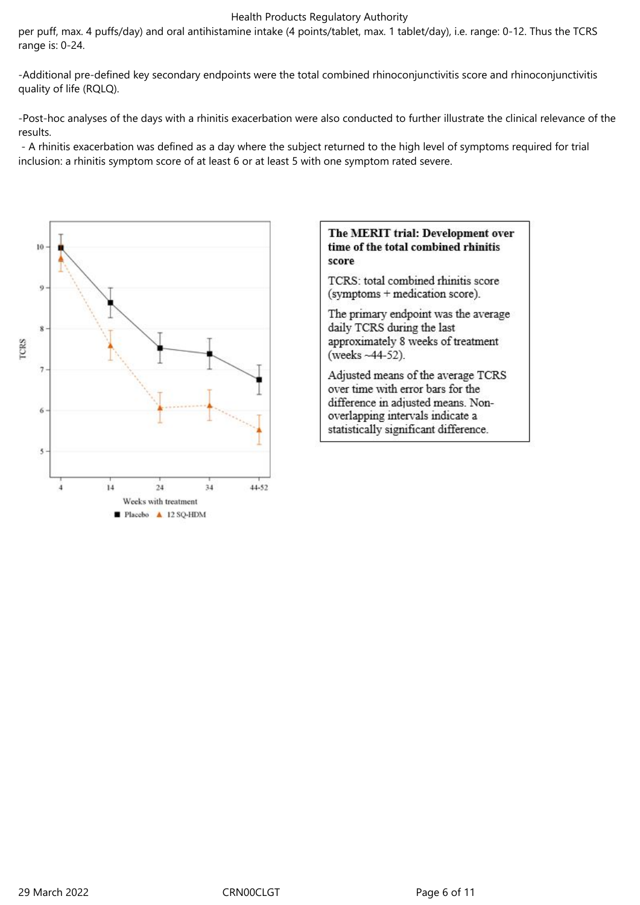per puff, max. 4 puffs/day) and oral antihistamine intake (4 points/tablet, max. 1 tablet/day), i.e. range: 0-12. Thus the TCRS range is: 0-24.

-Additional pre-defined key secondary endpoints were the total combined rhinoconjunctivitis score and rhinoconjunctivitis quality of life (RQLQ).

-Post-hoc analyses of the days with a rhinitis exacerbation were also conducted to further illustrate the clinical relevance of the results.

- A rhinitis exacerbation was defined as a day where the subject returned to the high level of symptoms required for trial inclusion: a rhinitis symptom score of at least 6 or at least 5 with one symptom rated severe.

**The MERIT trial: Development over time of the total combined rhinitis score**

TCRS: total combined rhinitis score (symptoms + medication score).

The primary endpoint was the average daily TCRS during the last approximately 8 weeks of treatment (weeks ~44-52).

Adjusted means of the average TCRS over time with error bars for the difference in adjusted means. Non-overlapping intervals indicate a statistically significant difference.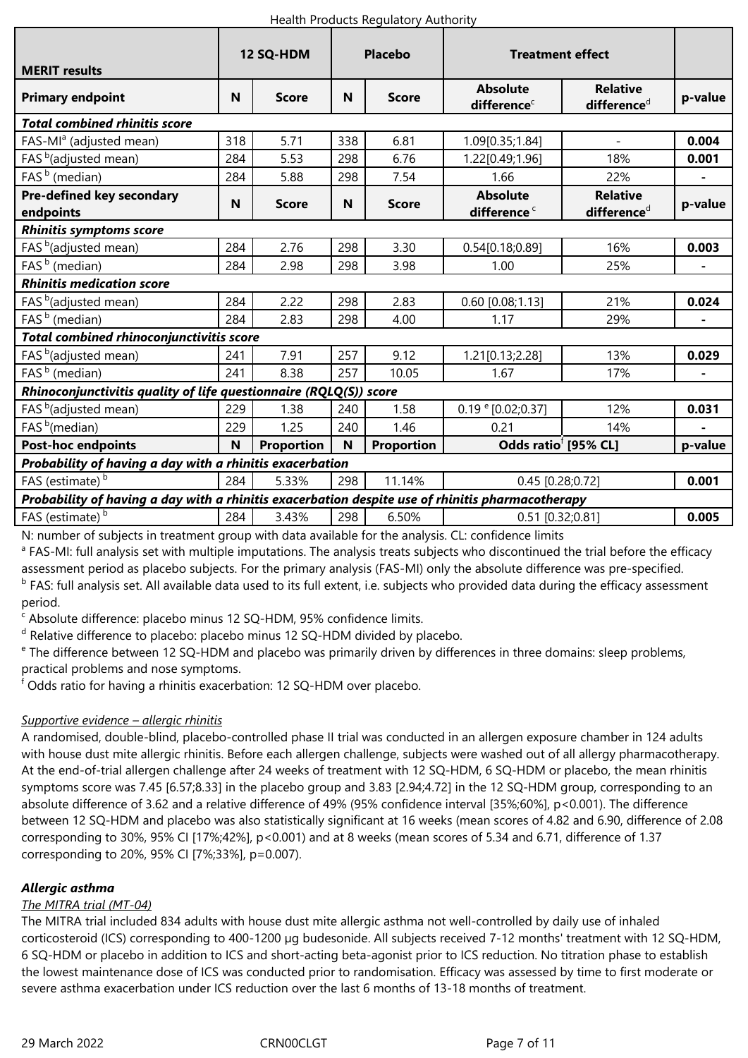| MERIT results | 12 SQ-HDM | | Placebo | | Treatment effect | | |
|---|---|---|---|---|---|---|---|
| **Primary endpoint** | **N** | **Score** | **N** | **Score** | **Absolute difference**[c] | **Relative difference**[d] | **p-value** |
| ***Total combined rhinitis score*** | | | | | | | |
| FAS-MI[a] (adjusted mean) | 318 | 5.71 | 338 | 6.81 | 1.09[0.35;1.84] | - | **0.004** |
| FAS [b](adjusted mean) | 284 | 5.53 | 298 | 6.76 | 1.22[0.49;1.96] | 18% | **0.001** |
| FAS [b] (median) | 284 | 5.88 | 298 | 7.54 | 1.66 | 22% | - |
| **Pre-defined key secondary endpoints** | **N** | **Score** | **N** | **Score** | **Absolute difference** [c] | **Relative difference**[d] | **p-value** |
| ***Rhinitis symptoms score*** | | | | | | | |
| FAS [b](adjusted mean) | 284 | 2.76 | 298 | 3.30 | 0.54[0.18;0.89] | 16% | **0.003** |
| FAS [b] (median) | 284 | 2.98 | 298 | 3.98 | 1.00 | 25% | - |
| ***Rhinitis medication score*** | | | | | | | |
| FAS [b](adjusted mean) | 284 | 2.22 | 298 | 2.83 | 0.60 [0.08;1.13] | 21% | **0.024** |
| FAS [b] (median) | 284 | 2.83 | 298 | 4.00 | 1.17 | 29% | - |
| ***Total combined rhinoconjunctivitis score*** | | | | | | | |
| FAS [b](adjusted mean) | 241 | 7.91 | 257 | 9.12 | 1.21[0.13;2.28] | 13% | **0.029** |
| FAS [b] (median) | 241 | 8.38 | 257 | 10.05 | 1.67 | 17% | - |
| ***Rhinoconjunctivitis quality of life questionnaire (RQLQ(S)) score*** | | | | | | | |
| FAS [b](adjusted mean) | 229 | 1.38 | 240 | 1.58 | 0.19 [e] [0.02;0.37] | 12% | **0.031** |
| FAS [b](median) | 229 | 1.25 | 240 | 1.46 | 0.21 | 14% | - |
| **Post-hoc endpoints** | **N** | **Proportion** | **N** | **Proportion** | **Odds ratio**[f] **[95% CL]** | | **p-value** |
| ***Probability of having a day with a rhinitis exacerbation*** | | | | | | | |
| FAS (estimate) [b] | 284 | 5.33% | 298 | 11.14% | 0.45 [0.28;0.72] | | **0.001** |
| ***Probability of having a day with a rhinitis exacerbation despite use of rhinitis pharmacotherapy*** | | | | | | | |
| FAS (estimate) [b] | 284 | 3.43% | 298 | 6.50% | 0.51 [0.32;0.81] | | **0.005** |

N: number of subjects in treatment group with data available for the analysis. CL: confidence limits

[a] FAS-MI: full analysis set with multiple imputations. The analysis treats subjects who discontinued the trial before the efficacy assessment period as placebo subjects. For the primary analysis (FAS-MI) only the absolute difference was pre-specified.

[b] FAS: full analysis set. All available data used to its full extent, i.e. subjects who provided data during the efficacy assessment period.

[c] Absolute difference: placebo minus 12 SQ-HDM, 95% confidence limits.

[d] Relative difference to placebo: placebo minus 12 SQ-HDM divided by placebo.

[e] The difference between 12 SQ-HDM and placebo was primarily driven by differences in three domains: sleep problems, practical problems and nose symptoms.

[f] Odds ratio for having a rhinitis exacerbation: 12 SQ-HDM over placebo.

*Supportive evidence – allergic rhinitis*

A randomised, double-blind, placebo-controlled phase II trial was conducted in an allergen exposure chamber in 124 adults with house dust mite allergic rhinitis. Before each allergen challenge, subjects were washed out of all allergy pharmacotherapy. At the end-of-trial allergen challenge after 24 weeks of treatment with 12 SQ-HDM, 6 SQ-HDM or placebo, the mean rhinitis symptoms score was 7.45 [6.57;8.33] in the placebo group and 3.83 [2.94;4.72] in the 12 SQ-HDM group, corresponding to an absolute difference of 3.62 and a relative difference of 49% (95% confidence interval [35%;60%], p<0.001). The difference between 12 SQ-HDM and placebo was also statistically significant at 16 weeks (mean scores of 4.82 and 6.90, difference of 2.08 corresponding to 30%, 95% CI [17%;42%], p<0.001) and at 8 weeks (mean scores of 5.34 and 6.71, difference of 1.37 corresponding to 20%, 95% CI [7%;33%], p=0.007).

***Allergic asthma***

*The MITRA trial (MT-04)*

The MITRA trial included 834 adults with house dust mite allergic asthma not well-controlled by daily use of inhaled corticosteroid (ICS) corresponding to 400-1200 µg budesonide. All subjects received 7-12 months' treatment with 12 SQ-HDM, 6 SQ-HDM or placebo in addition to ICS and short-acting beta-agonist prior to ICS reduction. No titration phase to establish the lowest maintenance dose of ICS was conducted prior to randomisation. Efficacy was assessed by time to first moderate or severe asthma exacerbation under ICS reduction over the last 6 months of 13-18 months of treatment.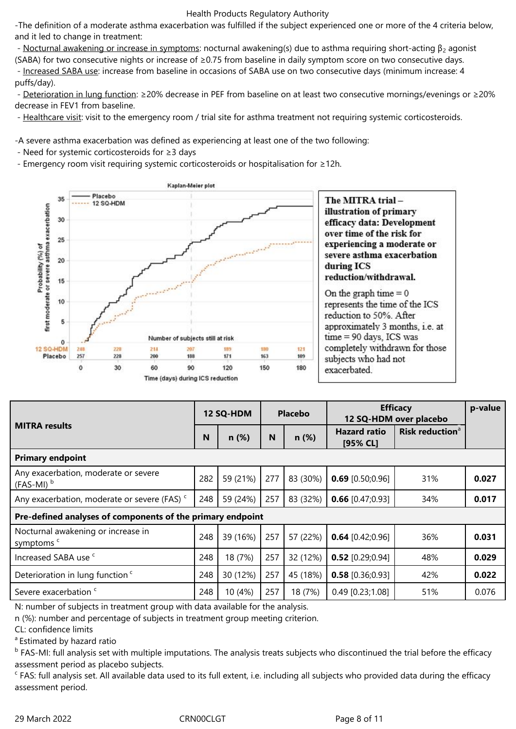-The definition of a moderate asthma exacerbation was fulfilled if the subject experienced one or more of the 4 criteria below, and it led to change in treatment:

- Nocturnal awakening or increase in symptoms: nocturnal awakening(s) due to asthma requiring short-acting $\beta_2$ agonist (SABA) for two consecutive nights or increase of ≥0.75 from baseline in daily symptom score on two consecutive days.
- Increased SABA use: increase from baseline in occasions of SABA use on two consecutive days (minimum increase: 4 puffs/day).
- Deterioration in lung function: ≥20% decrease in PEF from baseline on at least two consecutive mornings/evenings or ≥20% decrease in FEV1 from baseline.
- Healthcare visit: visit to the emergency room / trial site for asthma treatment not requiring systemic corticosteroids.

-A severe asthma exacerbation was defined as experiencing at least one of the two following:

- Need for systemic corticosteroids for ≥3 days
- Emergency room visit requiring systemic corticosteroids or hospitalisation for ≥12h.

**The MITRA trial – illustration of primary efficacy data: Development over time of the risk for experiencing a moderate or severe asthma exacerbation during ICS reduction/withdrawal.**

On the graph time = 0 represents the time of the ICS reduction to 50%. After approximately 3 months, i.e. at time = 90 days, ICS was completely withdrawn for those subjects who had not exacerbated.

| MITRA results | 12 SQ-HDM | | Placebo | | Efficacy 12 SQ-HDM over placebo | | p-value |
|---|---|---|---|---|---|---|---|
| | N | n (%) | N | n (%) | Hazard ratio [95% CL] | Risk reduction[a] | |
| **Primary endpoint** | | | | | | | |
| Any exacerbation, moderate or severe (FAS-MI) [b] | 282 | 59 (21%) | 277 | 83 (30%) | **0.69** [0.50;0.96] | 31% | **0.027** |
| Any exacerbation, moderate or severe (FAS) [c] | 248 | 59 (24%) | 257 | 83 (32%) | **0.66** [0.47;0.93] | 34% | **0.017** |
| **Pre-defined analyses of components of the primary endpoint** | | | | | | | |
| Nocturnal awakening or increase in symptoms [c] | 248 | 39 (16%) | 257 | 57 (22%) | **0.64** [0.42;0.96] | 36% | **0.031** |
| Increased SABA use [c] | 248 | 18 (7%) | 257 | 32 (12%) | **0.52** [0.29;0.94] | 48% | **0.029** |
| Deterioration in lung function [c] | 248 | 30 (12%) | 257 | 45 (18%) | **0.58** [0.36;0.93] | 42% | **0.022** |
| Severe exacerbation [c] | 248 | 10 (4%) | 257 | 18 (7%) | 0.49 [0.23;1.08] | 51% | 0.076 |

N: number of subjects in treatment group with data available for the analysis.
n (%): number and percentage of subjects in treatment group meeting criterion.
CL: confidence limits
[a] Estimated by hazard ratio
[b] FAS-MI: full analysis set with multiple imputations. The analysis treats subjects who discontinued the trial before the efficacy assessment period as placebo subjects.
[c] FAS: full analysis set. All available data used to its full extent, i.e. including all subjects who provided data during the efficacy assessment period.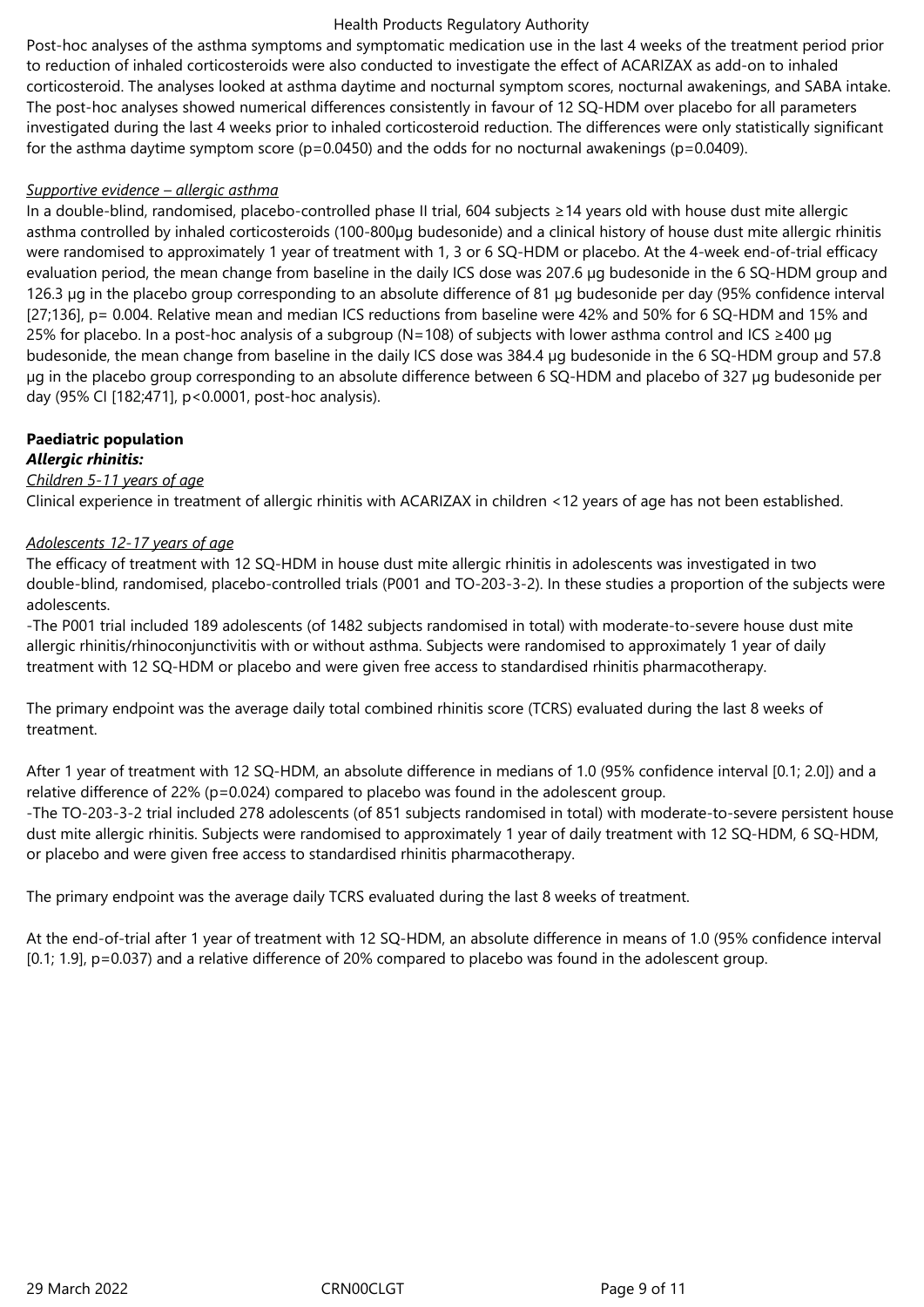Post-hoc analyses of the asthma symptoms and symptomatic medication use in the last 4 weeks of the treatment period prior to reduction of inhaled corticosteroids were also conducted to investigate the effect of ACARIZAX as add-on to inhaled corticosteroid. The analyses looked at asthma daytime and nocturnal symptom scores, nocturnal awakenings, and SABA intake. The post-hoc analyses showed numerical differences consistently in favour of 12 SQ-HDM over placebo for all parameters investigated during the last 4 weeks prior to inhaled corticosteroid reduction. The differences were only statistically significant for the asthma daytime symptom score (p=0.0450) and the odds for no nocturnal awakenings (p=0.0409).

_Supportive evidence – allergic asthma_

In a double-blind, randomised, placebo-controlled phase II trial, 604 subjects ≥14 years old with house dust mite allergic asthma controlled by inhaled corticosteroids (100-800µg budesonide) and a clinical history of house dust mite allergic rhinitis were randomised to approximately 1 year of treatment with 1, 3 or 6 SQ-HDM or placebo. At the 4-week end-of-trial efficacy evaluation period, the mean change from baseline in the daily ICS dose was 207.6 µg budesonide in the 6 SQ-HDM group and 126.3 µg in the placebo group corresponding to an absolute difference of 81 µg budesonide per day (95% confidence interval [27;136], p= 0.004. Relative mean and median ICS reductions from baseline were 42% and 50% for 6 SQ-HDM and 15% and 25% for placebo. In a post-hoc analysis of a subgroup (N=108) of subjects with lower asthma control and ICS ≥400 µg budesonide, the mean change from baseline in the daily ICS dose was 384.4 µg budesonide in the 6 SQ-HDM group and 57.8 µg in the placebo group corresponding to an absolute difference between 6 SQ-HDM and placebo of 327 µg budesonide per day (95% CI [182;471], p<0.0001, post-hoc analysis).

**Paediatric population**

***Allergic rhinitis:***

_Children 5-11 years of age_

Clinical experience in treatment of allergic rhinitis with ACARIZAX in children <12 years of age has not been established.

_Adolescents 12-17 years of age_

The efficacy of treatment with 12 SQ-HDM in house dust mite allergic rhinitis in adolescents was investigated in two double-blind, randomised, placebo-controlled trials (P001 and TO-203-3-2). In these studies a proportion of the subjects were adolescents.

-The P001 trial included 189 adolescents (of 1482 subjects randomised in total) with moderate-to-severe house dust mite allergic rhinitis/rhinoconjunctivitis with or without asthma. Subjects were randomised to approximately 1 year of daily treatment with 12 SQ-HDM or placebo and were given free access to standardised rhinitis pharmacotherapy.

The primary endpoint was the average daily total combined rhinitis score (TCRS) evaluated during the last 8 weeks of treatment.

After 1 year of treatment with 12 SQ-HDM, an absolute difference in medians of 1.0 (95% confidence interval [0.1; 2.0]) and a relative difference of 22% (p=0.024) compared to placebo was found in the adolescent group.

-The TO-203-3-2 trial included 278 adolescents (of 851 subjects randomised in total) with moderate-to-severe persistent house dust mite allergic rhinitis. Subjects were randomised to approximately 1 year of daily treatment with 12 SQ-HDM, 6 SQ-HDM, or placebo and were given free access to standardised rhinitis pharmacotherapy.

The primary endpoint was the average daily TCRS evaluated during the last 8 weeks of treatment.

At the end-of-trial after 1 year of treatment with 12 SQ-HDM, an absolute difference in means of 1.0 (95% confidence interval [0.1; 1.9], p=0.037) and a relative difference of 20% compared to placebo was found in the adolescent group.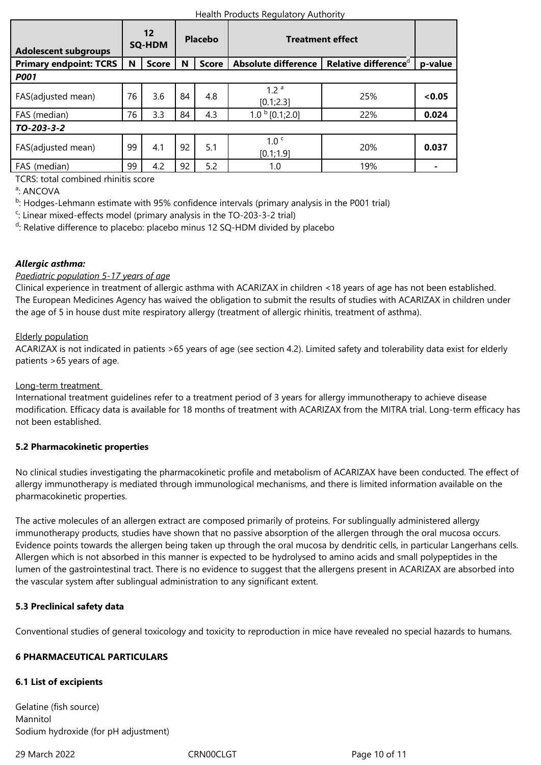| Adolescent subgroups | 12 SQ-HDM | | Placebo | | Treatment effect | | |
|---|---|---|---|---|---|---|---|
| **Primary endpoint: TCRS** | **N** | **Score** | **N** | **Score** | **Absolute difference** | **Relative difference**[d] | **p-value** |
| ***P001*** | | | | | | | |
| FAS(adjusted mean) | 76 | 3.6 | 84 | 4.8 | 1.2 [a] [0.1;2.3] | 25% | **<0.05** |
| FAS (median) | 76 | 3.3 | 84 | 4.3 | 1.0 [b] [0.1;2.0] | 22% | **0.024** |
| ***TO-203-3-2*** | | | | | | | |
| FAS(adjusted mean) | 99 | 4.1 | 92 | 5.1 | 1.0 [c] [0.1;1.9] | 20% | **0.037** |
| FAS (median) | 99 | 4.2 | 92 | 5.2 | 1.0 | 19% | - |

TCRS: total combined rhinitis score

[a]: ANCOVA

[b]: Hodges-Lehmann estimate with 95% confidence intervals (primary analysis in the P001 trial)

[c]: Linear mixed-effects model (primary analysis in the TO-203-3-2 trial)

[d]: Relative difference to placebo: placebo minus 12 SQ-HDM divided by placebo

***Allergic asthma:***

*Paediatric population 5-17 years of age*

Clinical experience in treatment of allergic asthma with ACARIZAX in children <18 years of age has not been established. The European Medicines Agency has waived the obligation to submit the results of studies with ACARIZAX in children under the age of 5 in house dust mite respiratory allergy (treatment of allergic rhinitis, treatment of asthma).

Elderly population

ACARIZAX is not indicated in patients >65 years of age (see section 4.2). Limited safety and tolerability data exist for elderly patients >65 years of age.

Long-term treatment

International treatment guidelines refer to a treatment period of 3 years for allergy immunotherapy to achieve disease modification. Efficacy data is available for 18 months of treatment with ACARIZAX from the MITRA trial. Long-term efficacy has not been established.

**5.2 Pharmacokinetic properties**

No clinical studies investigating the pharmacokinetic profile and metabolism of ACARIZAX have been conducted. The effect of allergy immunotherapy is mediated through immunological mechanisms, and there is limited information available on the pharmacokinetic properties.

The active molecules of an allergen extract are composed primarily of proteins. For sublingually administered allergy immunotherapy products, studies have shown that no passive absorption of the allergen through the oral mucosa occurs. Evidence points towards the allergen being taken up through the oral mucosa by dendritic cells, in particular Langerhans cells. Allergen which is not absorbed in this manner is expected to be hydrolysed to amino acids and small polypeptides in the lumen of the gastrointestinal tract. There is no evidence to suggest that the allergens present in ACARIZAX are absorbed into the vascular system after sublingual administration to any significant extent.

**5.3 Preclinical safety data**

Conventional studies of general toxicology and toxicity to reproduction in mice have revealed no special hazards to humans.

**6 PHARMACEUTICAL PARTICULARS**

**6.1 List of excipients**

Gelatine (fish source)
Mannitol
Sodium hydroxide (for pH adjustment)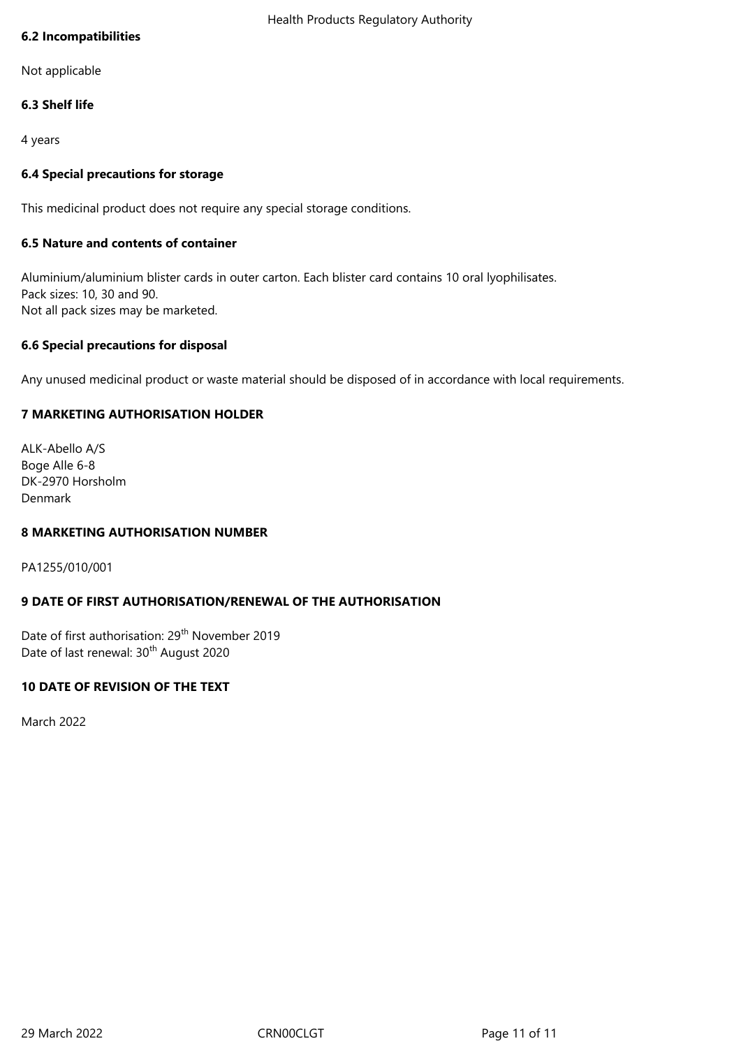### 6.2 Incompatibilities

Not applicable

### 6.3 Shelf life

4 years

### 6.4 Special precautions for storage

This medicinal product does not require any special storage conditions.

### 6.5 Nature and contents of container

Aluminium/aluminium blister cards in outer carton. Each blister card contains 10 oral lyophilisates.
Pack sizes: 10, 30 and 90.
Not all pack sizes may be marketed.

### 6.6 Special precautions for disposal

Any unused medicinal product or waste material should be disposed of in accordance with local requirements.

## 7 MARKETING AUTHORISATION HOLDER

ALK-Abello A/S
Boge Alle 6-8
DK-2970 Horsholm
Denmark

## 8 MARKETING AUTHORISATION NUMBER

PA1255/010/001

## 9 DATE OF FIRST AUTHORISATION/RENEWAL OF THE AUTHORISATION

Date of first authorisation: 29th November 2019
Date of last renewal: 30th August 2020

## 10 DATE OF REVISION OF THE TEXT

March 2022